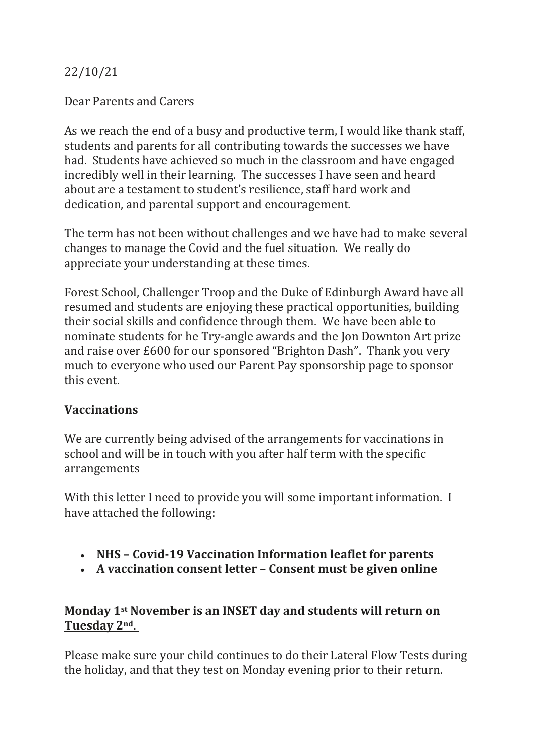22/10/21

Dear Parents and Carers

As we reach the end of a busy and productive term, I would like thank staff, students and parents for all contributing towards the successes we have had. Students have achieved so much in the classroom and have engaged incredibly well in their learning. The successes I have seen and heard about are a testament to student's resilience, staff hard work and dedication, and parental support and encouragement.

The term has not been without challenges and we have had to make several changes to manage the Covid and the fuel situation. We really do appreciate your understanding at these times.

Forest School, Challenger Troop and the Duke of Edinburgh Award have all resumed and students are enjoying these practical opportunities, building their social skills and confidence through them. We have been able to nominate students for he Try-angle awards and the Jon Downton Art prize and raise over £600 for our sponsored "Brighton Dash". Thank you very much to everyone who used our Parent Pay sponsorship page to sponsor this event.

## Vaccinations

We are currently being advised of the arrangements for vaccinations in school and will be in touch with you after half term with the specific arrangements

With this letter I need to provide you will some important information. I have attached the following:

- **NHS – Covid-19 Vaccination Information leaflet for parents**
- **A vaccination consent letter – Consent must be given online**

**<u>Monday 1st November is an INSET day and students will return on Tuesday 2nd.</u>**

Please make sure your child continues to do their Lateral Flow Tests during the holiday, and that they test on Monday evening prior to their return.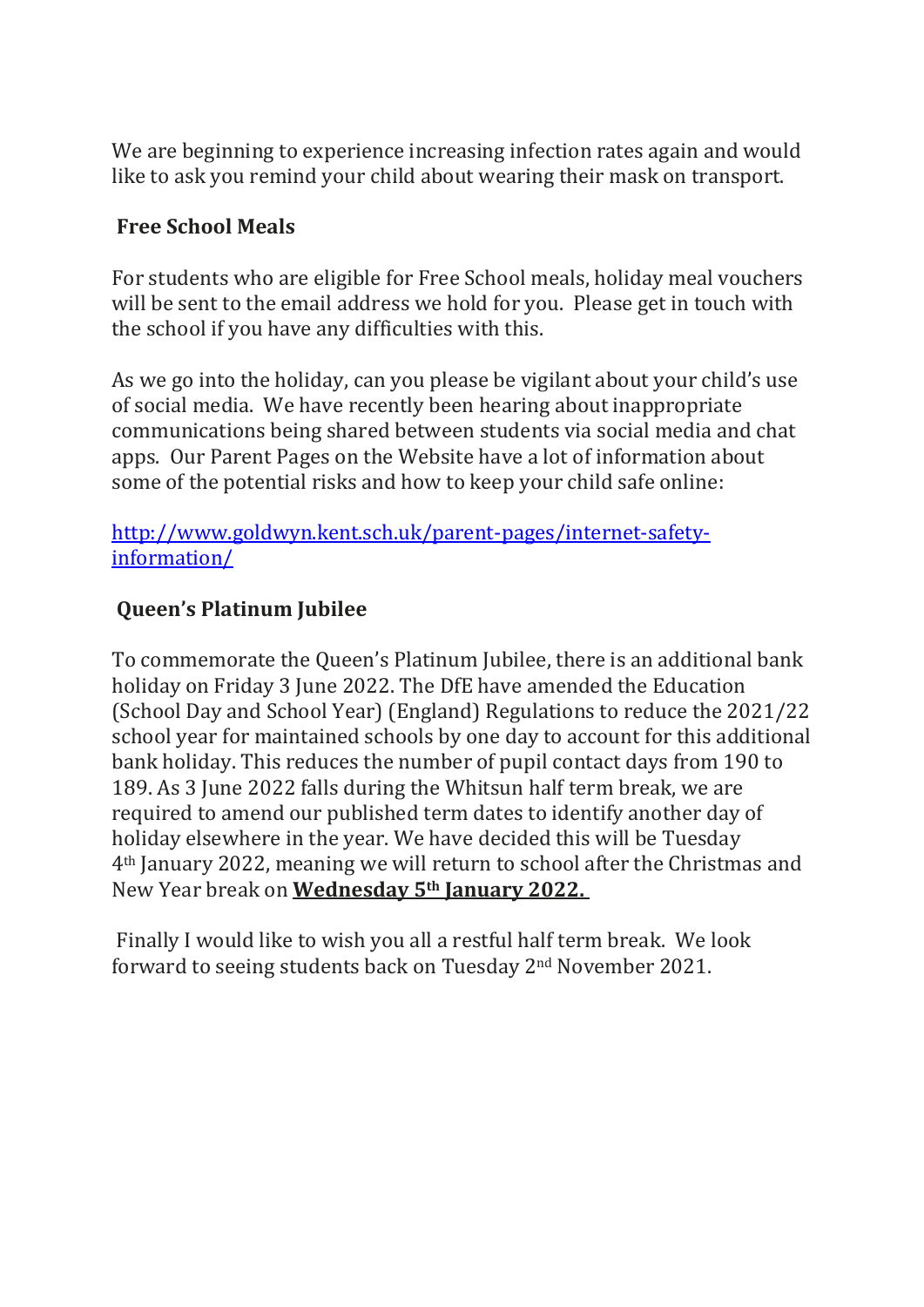We are beginning to experience increasing infection rates again and would like to ask you remind your child about wearing their mask on transport.

**Free School Meals**

For students who are eligible for Free School meals, holiday meal vouchers will be sent to the email address we hold for you. Please get in touch with the school if you have any difficulties with this.

As we go into the holiday, can you please be vigilant about your child's use of social media. We have recently been hearing about inappropriate communications being shared between students via social media and chat apps. Our Parent Pages on the Website have a lot of information about some of the potential risks and how to keep your child safe online:

http://www.goldwyn.kent.sch.uk/parent-pages/internet-safety-information/

**Queen's Platinum Jubilee**

To commemorate the Queen's Platinum Jubilee, there is an additional bank holiday on Friday 3 June 2022. The DfE have amended the Education (School Day and School Year) (England) Regulations to reduce the 2021/22 school year for maintained schools by one day to account for this additional bank holiday. This reduces the number of pupil contact days from 190 to 189. As 3 June 2022 falls during the Whitsun half term break, we are required to amend our published term dates to identify another day of holiday elsewhere in the year. We have decided this will be Tuesday 4th January 2022, meaning we will return to school after the Christmas and New Year break on **Wednesday 5th January 2022.**

Finally I would like to wish you all a restful half term break. We look forward to seeing students back on Tuesday 2nd November 2021.